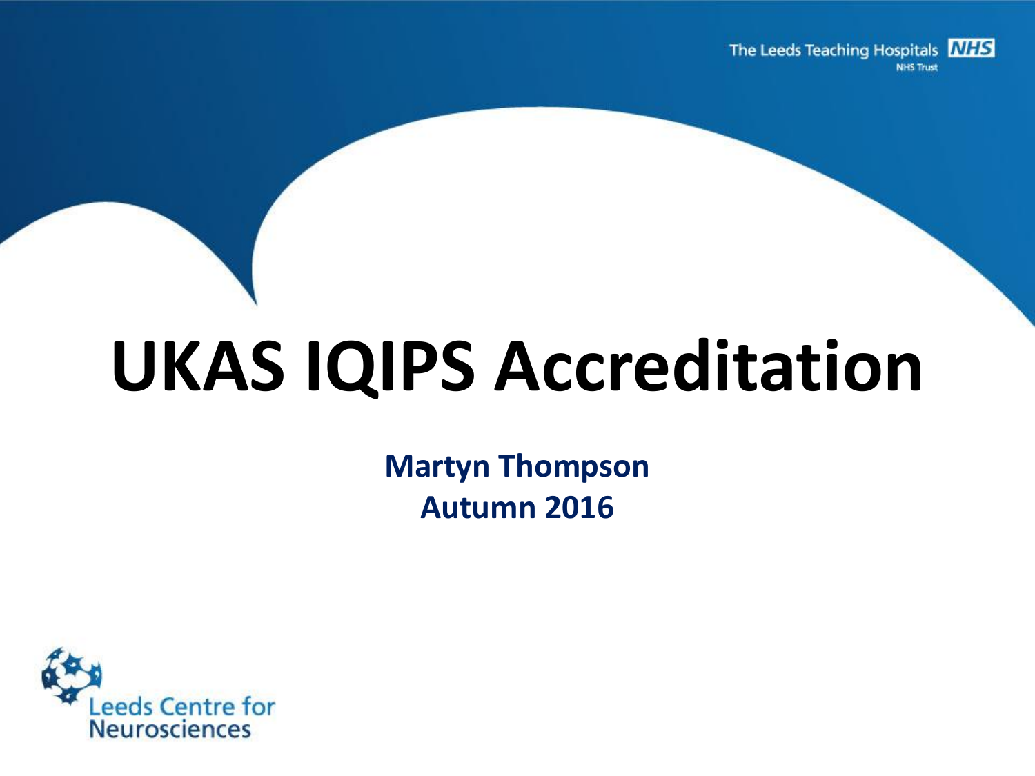The Leeds Teaching Hospitals NHS Trust

# UKAS IQIPS Accreditation

**Martyn Thompson**
**Autumn 2016**

Leeds Centre for Neurosciences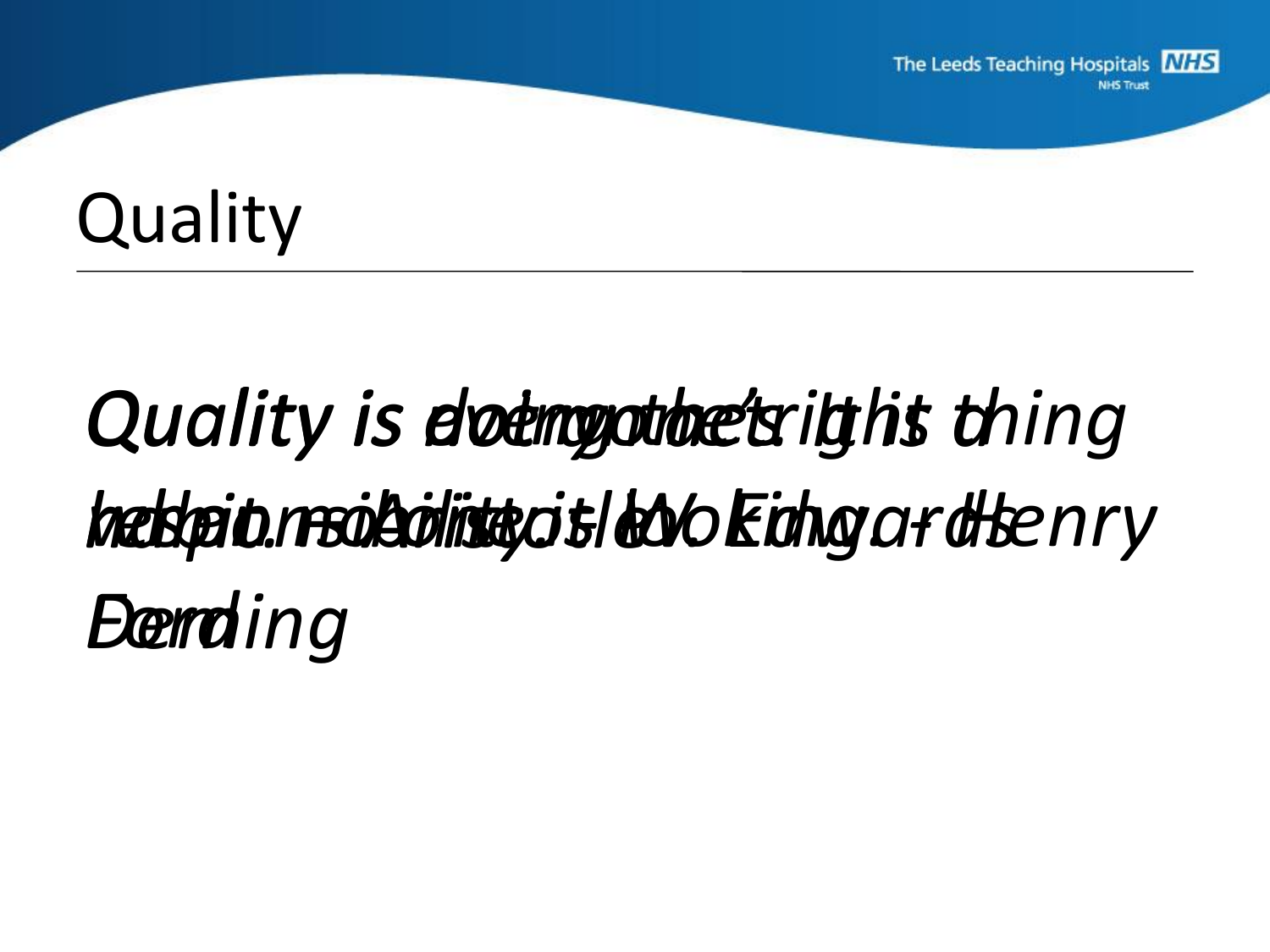# Quality

*Quality is doing the right thing when no one is looking. – Henry Ford*

*Quality is everyone's responsibility. – W. Edwards Deming*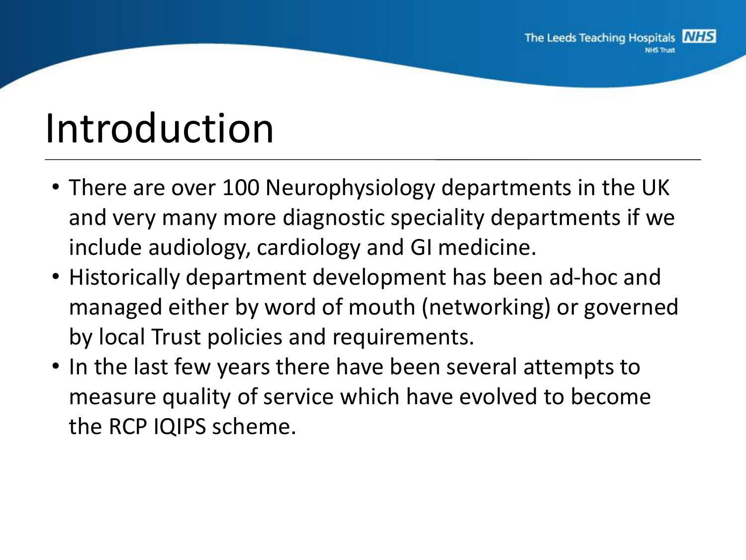# Introduction

- There are over 100 Neurophysiology departments in the UK and very many more diagnostic speciality departments if we include audiology, cardiology and GI medicine.
- Historically department development has been ad-hoc and managed either by word of mouth (networking) or governed by local Trust policies and requirements.
- In the last few years there have been several attempts to measure quality of service which have evolved to become the RCP IQIPS scheme.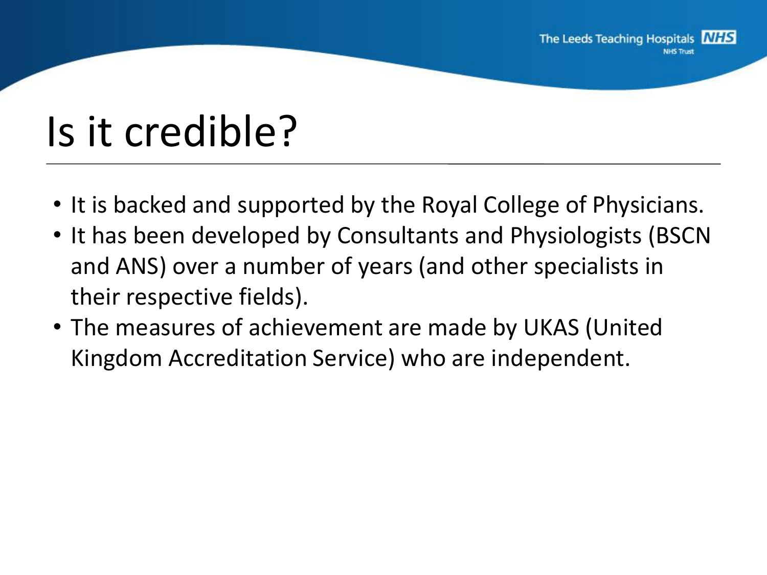# Is it credible?

- It is backed and supported by the Royal College of Physicians.
- It has been developed by Consultants and Physiologists (BSCN and ANS) over a number of years (and other specialists in their respective fields).
- The measures of achievement are made by UKAS (United Kingdom Accreditation Service) who are independent.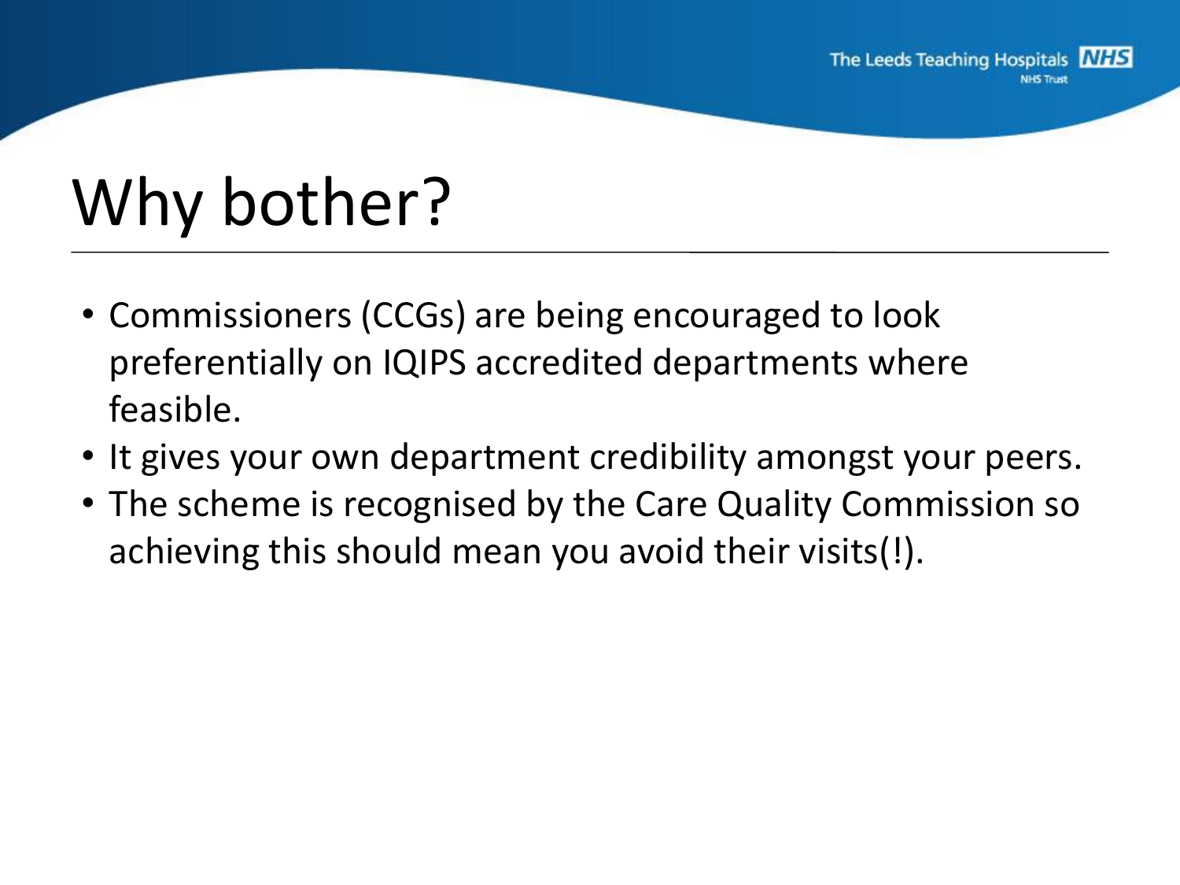# Why bother?

- Commissioners (CCGs) are being encouraged to look preferentially on IQIPS accredited departments where feasible.
- It gives your own department credibility amongst your peers.
- The scheme is recognised by the Care Quality Commission so achieving this should mean you avoid their visits(!).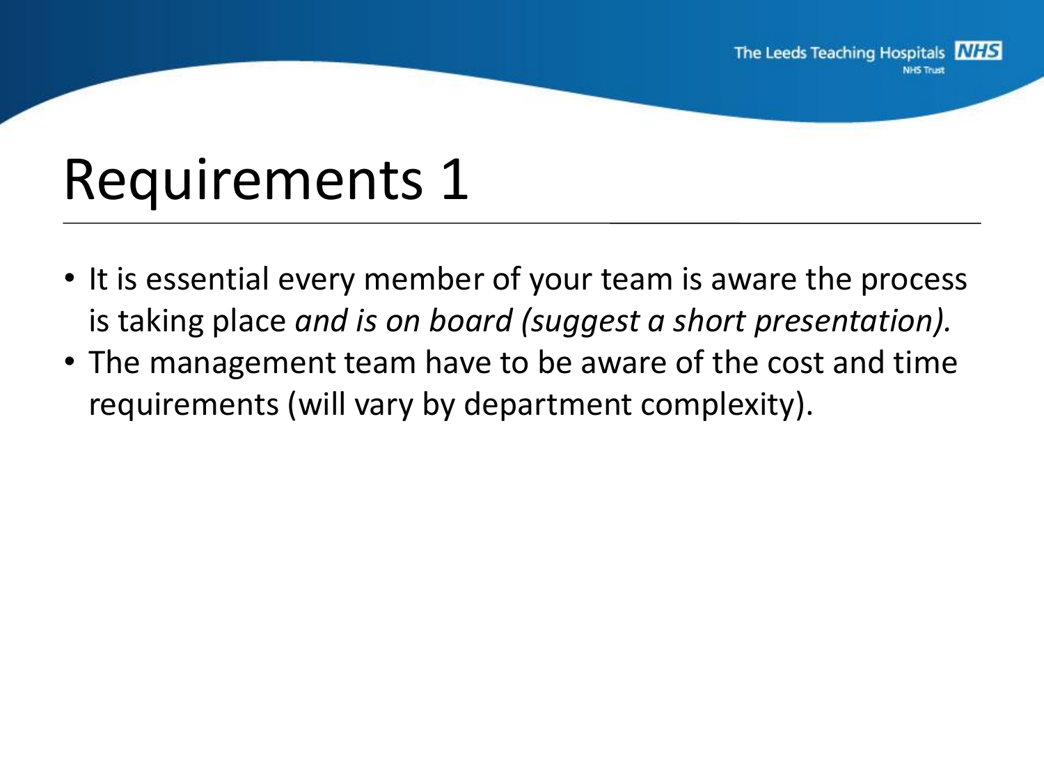# Requirements 1

- It is essential every member of your team is aware the process is taking place *and is on board (suggest a short presentation).*
- The management team have to be aware of the cost and time requirements (will vary by department complexity).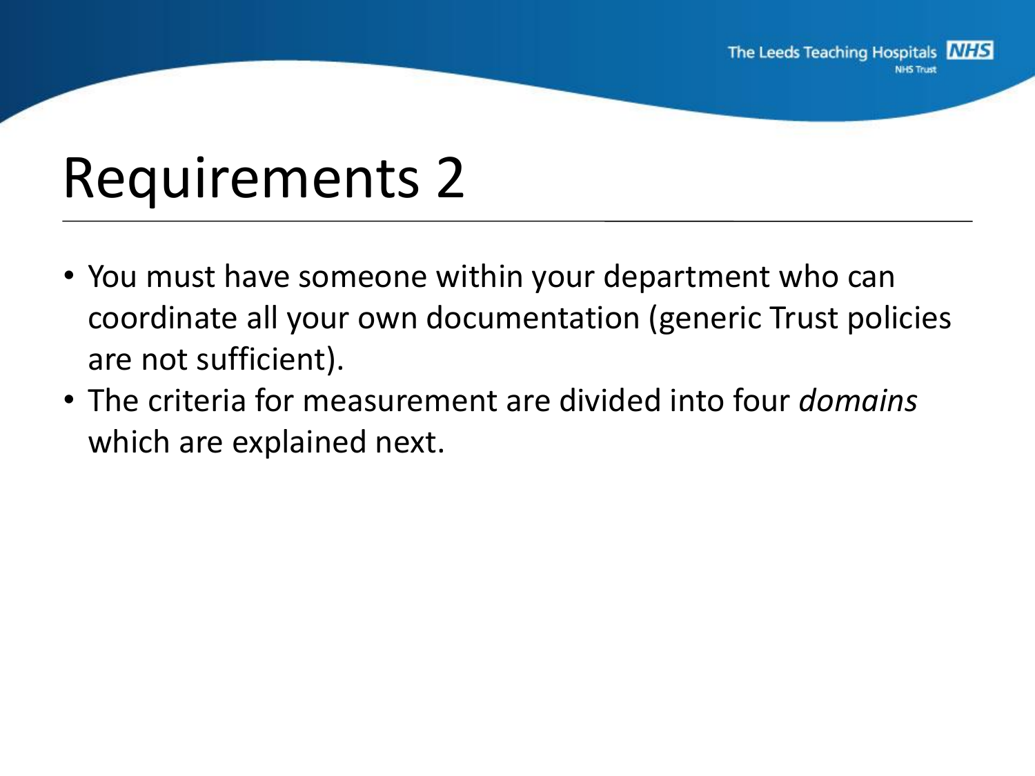# Requirements 2

- You must have someone within your department who can coordinate all your own documentation (generic Trust policies are not sufficient).
- The criteria for measurement are divided into four *domains* which are explained next.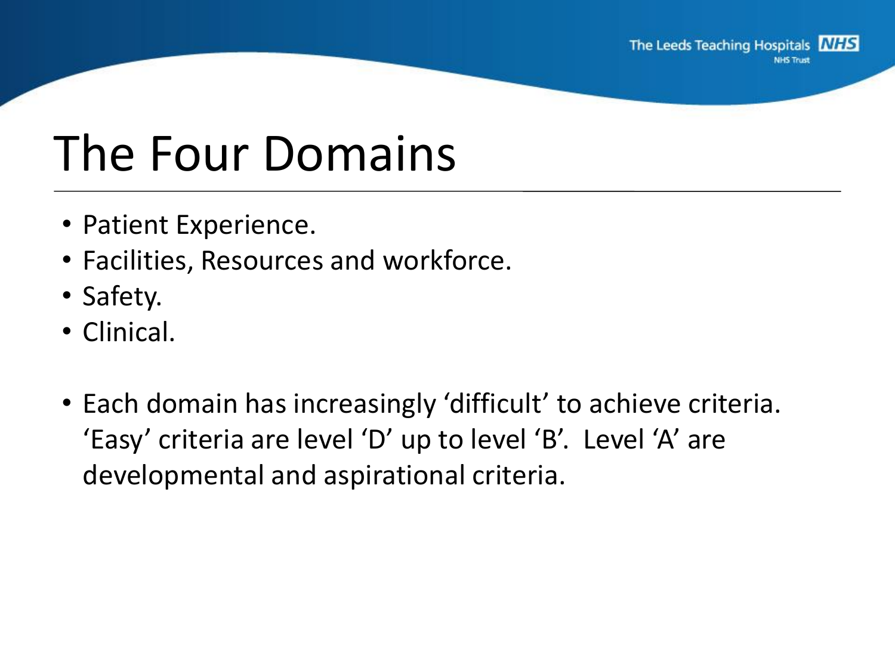# The Four Domains

- Patient Experience.
- Facilities, Resources and workforce.
- Safety.
- Clinical.

- Each domain has increasingly 'difficult' to achieve criteria. 'Easy' criteria are level 'D' up to level 'B'. Level 'A' are developmental and aspirational criteria.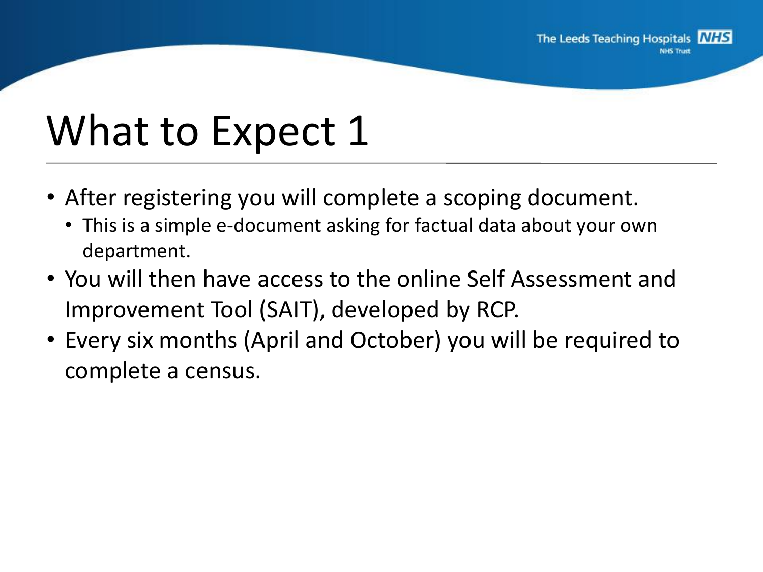# What to Expect 1

- After registering you will complete a scoping document.
  - This is a simple e-document asking for factual data about your own department.
- You will then have access to the online Self Assessment and Improvement Tool (SAIT), developed by RCP.
- Every six months (April and October) you will be required to complete a census.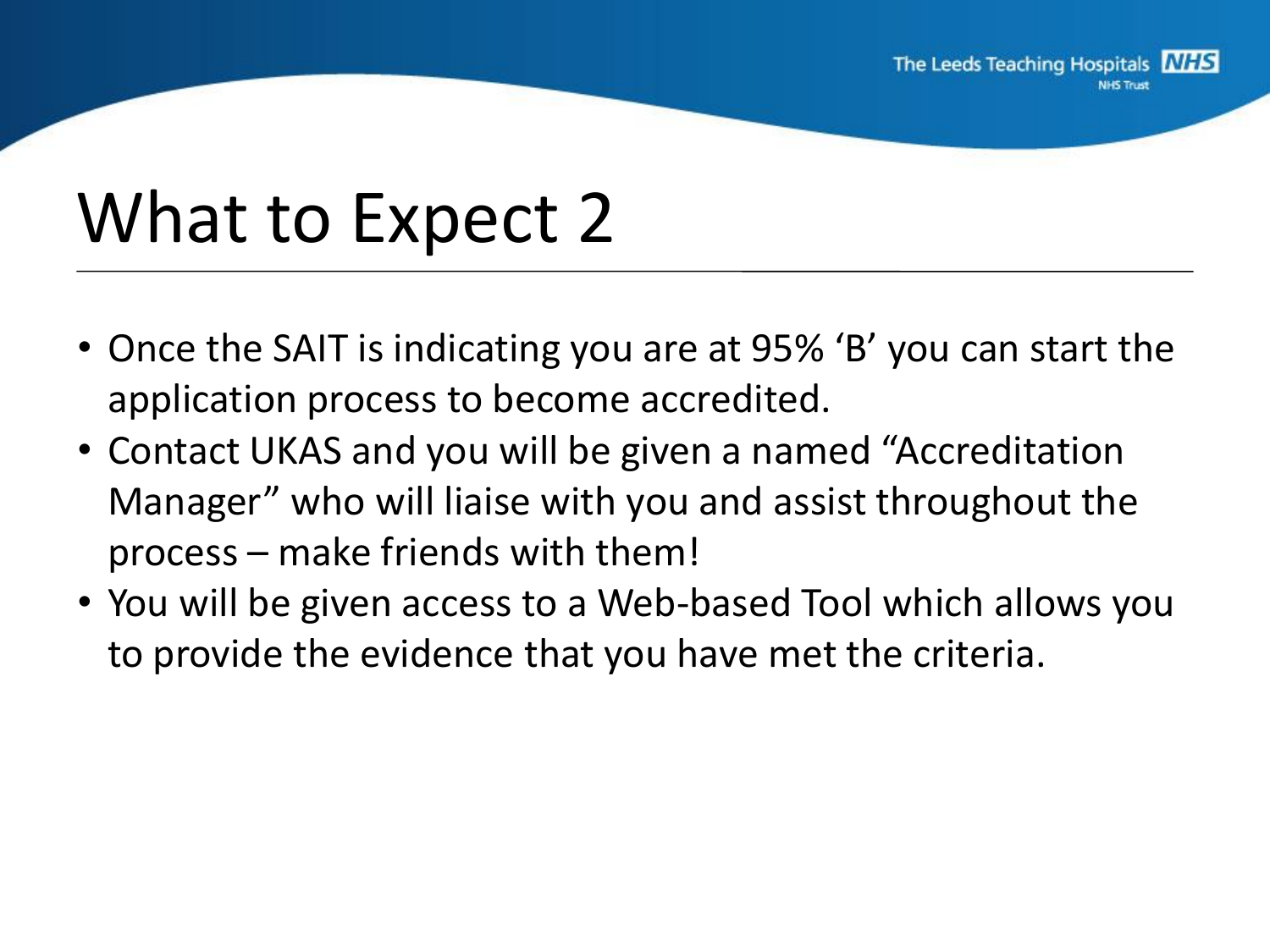# What to Expect 2

- Once the SAIT is indicating you are at 95% 'B' you can start the application process to become accredited.
- Contact UKAS and you will be given a named "Accreditation Manager" who will liaise with you and assist throughout the process – make friends with them!
- You will be given access to a Web-based Tool which allows you to provide the evidence that you have met the criteria.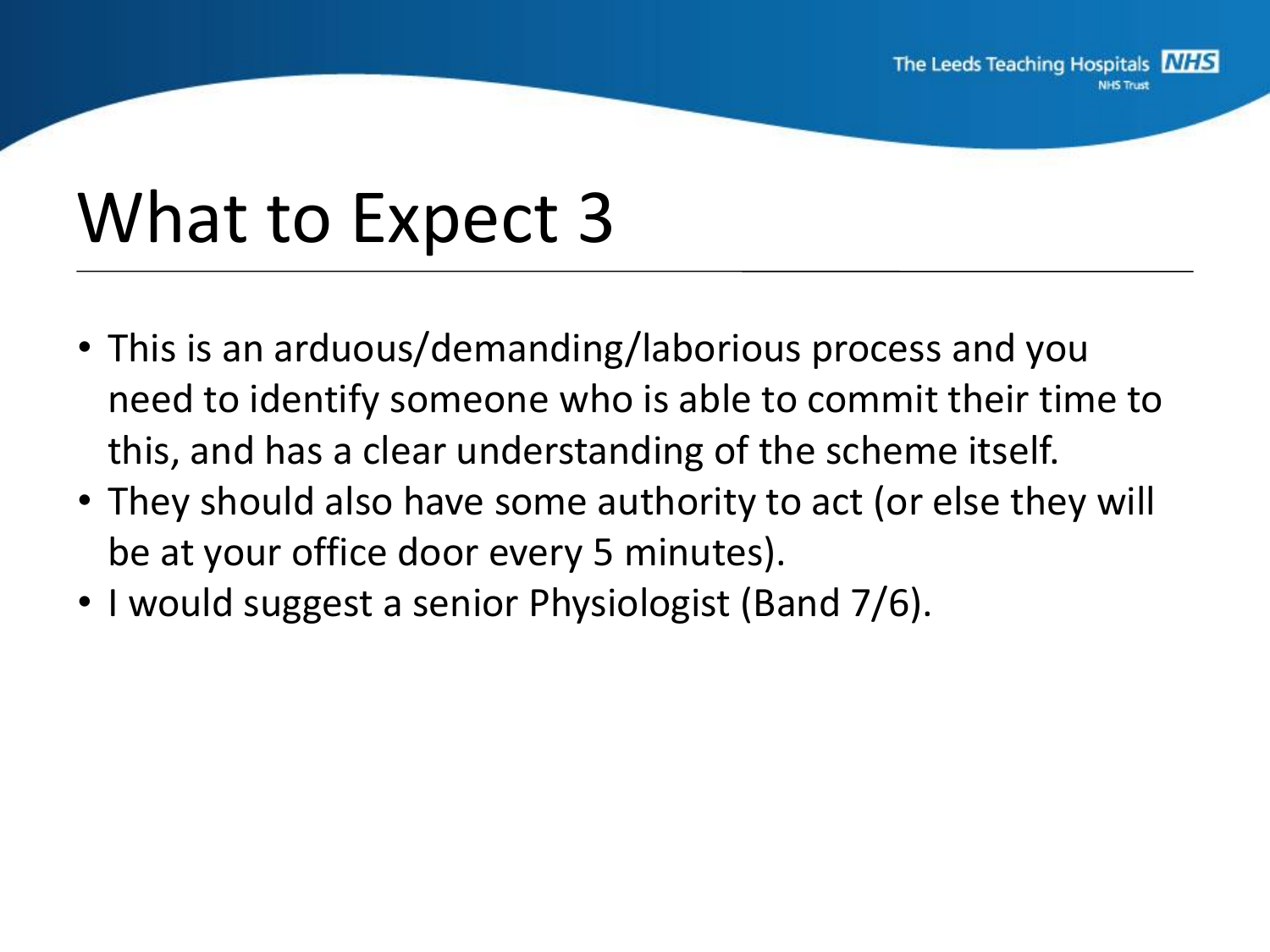# What to Expect 3

- This is an arduous/demanding/laborious process and you need to identify someone who is able to commit their time to this, and has a clear understanding of the scheme itself.
- They should also have some authority to act (or else they will be at your office door every 5 minutes).
- I would suggest a senior Physiologist (Band 7/6).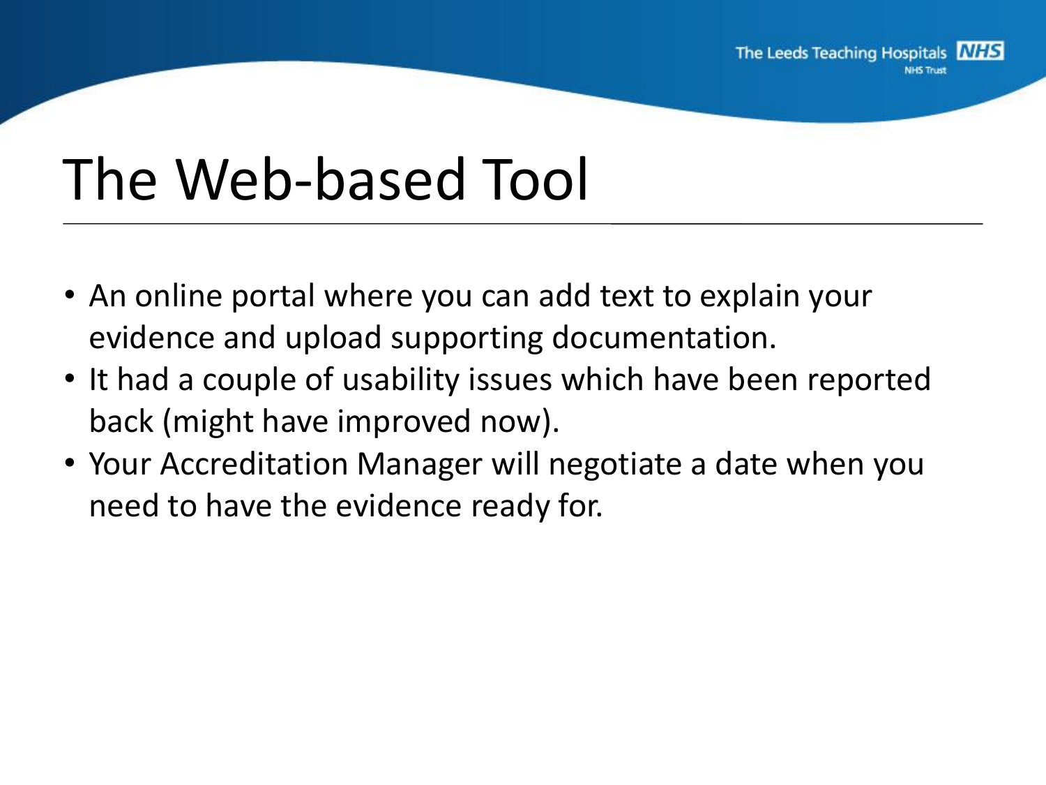# The Web-based Tool

- An online portal where you can add text to explain your evidence and upload supporting documentation.
- It had a couple of usability issues which have been reported back (might have improved now).
- Your Accreditation Manager will negotiate a date when you need to have the evidence ready for.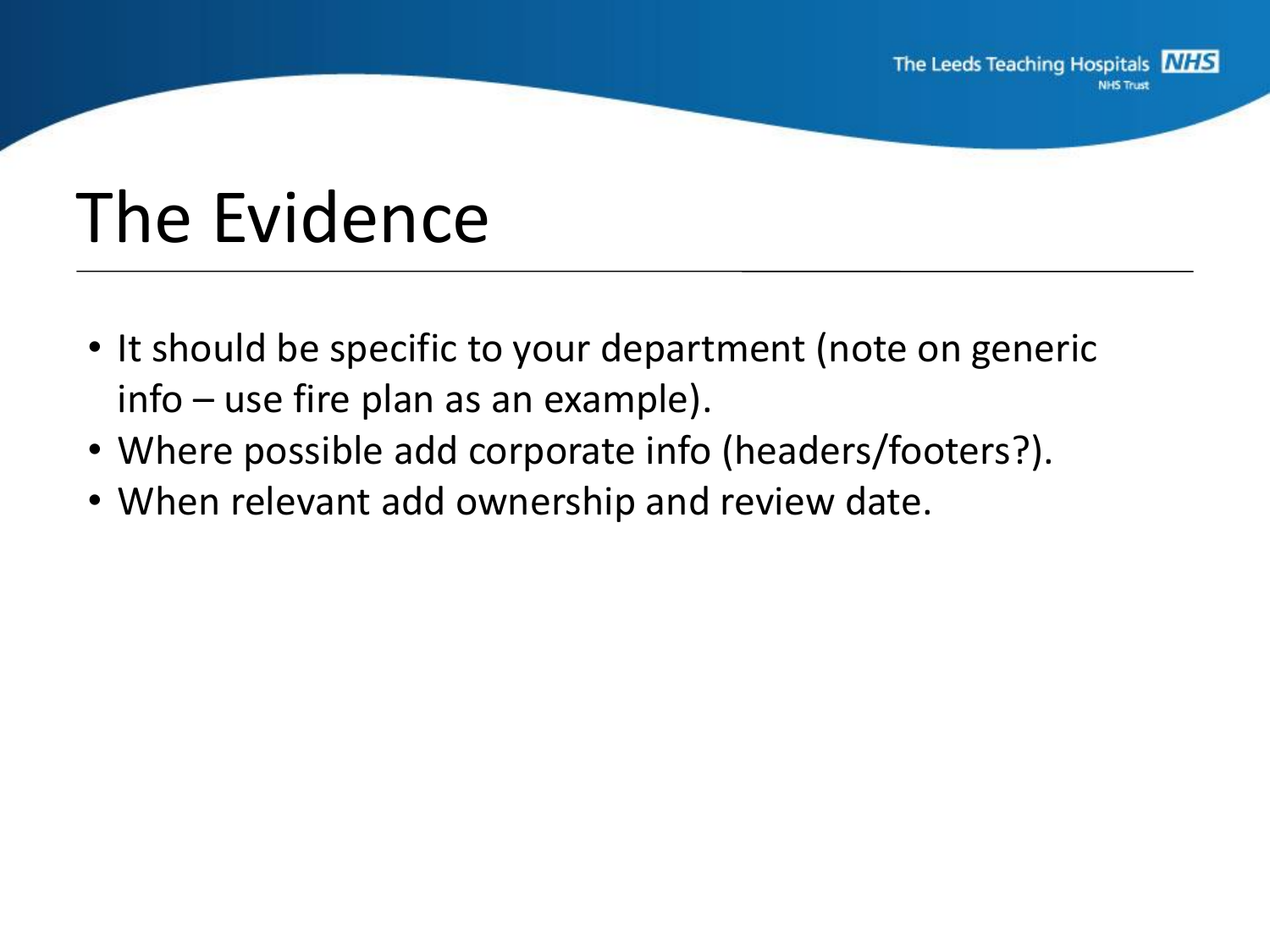# The Evidence

- It should be specific to your department (note on generic info – use fire plan as an example).
- Where possible add corporate info (headers/footers?).
- When relevant add ownership and review date.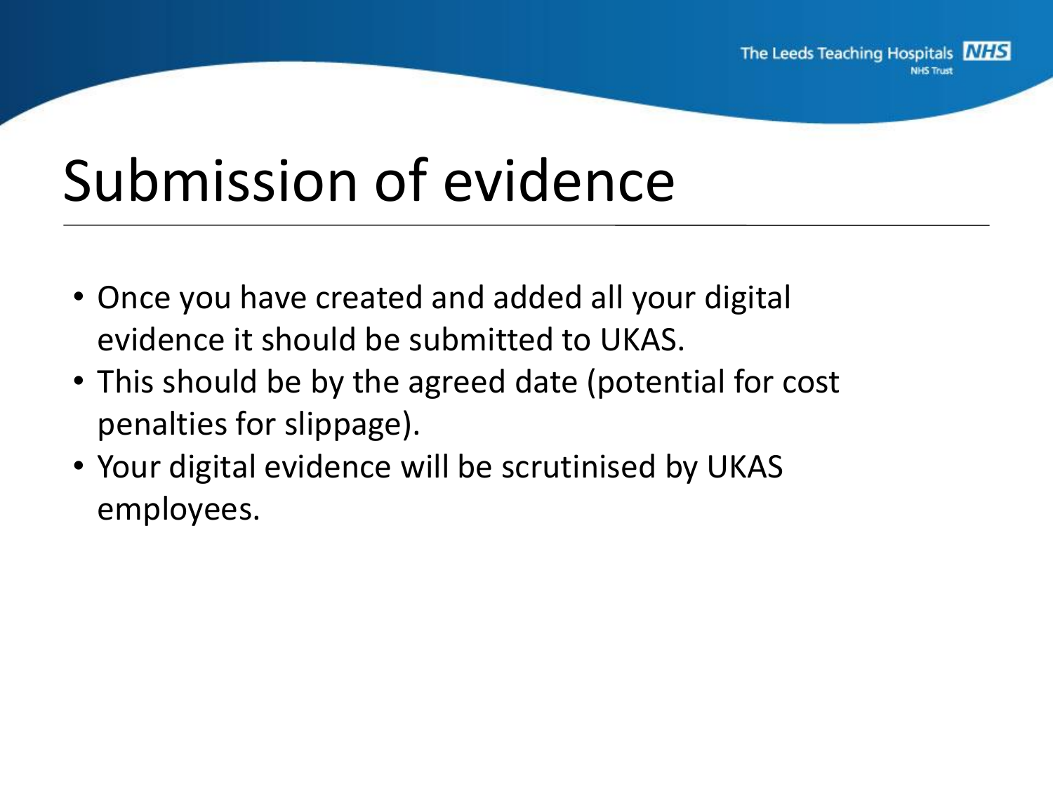# Submission of evidence

- Once you have created and added all your digital evidence it should be submitted to UKAS.
- This should be by the agreed date (potential for cost penalties for slippage).
- Your digital evidence will be scrutinised by UKAS employees.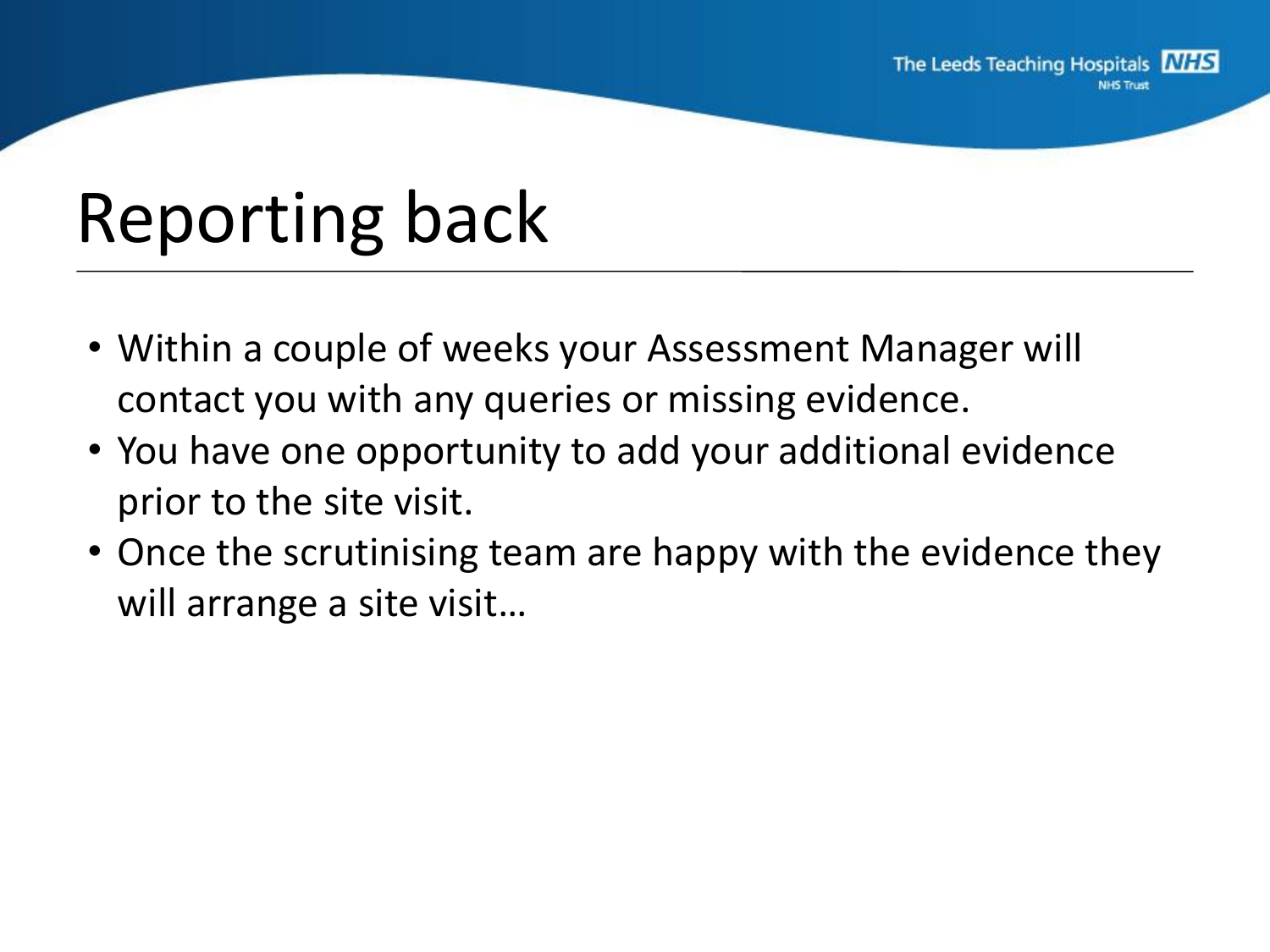# Reporting back

- Within a couple of weeks your Assessment Manager will contact you with any queries or missing evidence.
- You have one opportunity to add your additional evidence prior to the site visit.
- Once the scrutinising team are happy with the evidence they will arrange a site visit…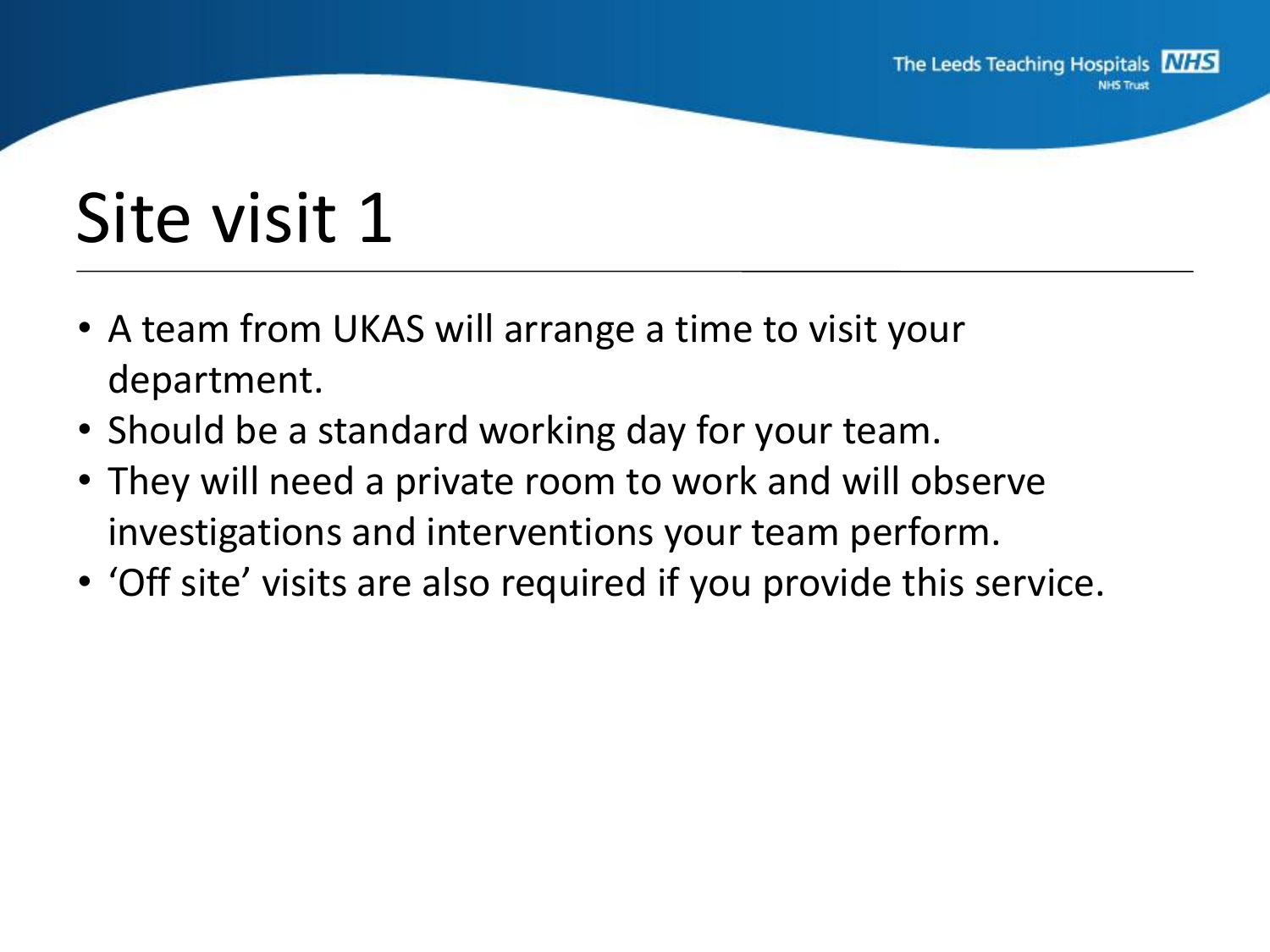# Site visit 1

- A team from UKAS will arrange a time to visit your department.
- Should be a standard working day for your team.
- They will need a private room to work and will observe investigations and interventions your team perform.
- ‘Off site’ visits are also required if you provide this service.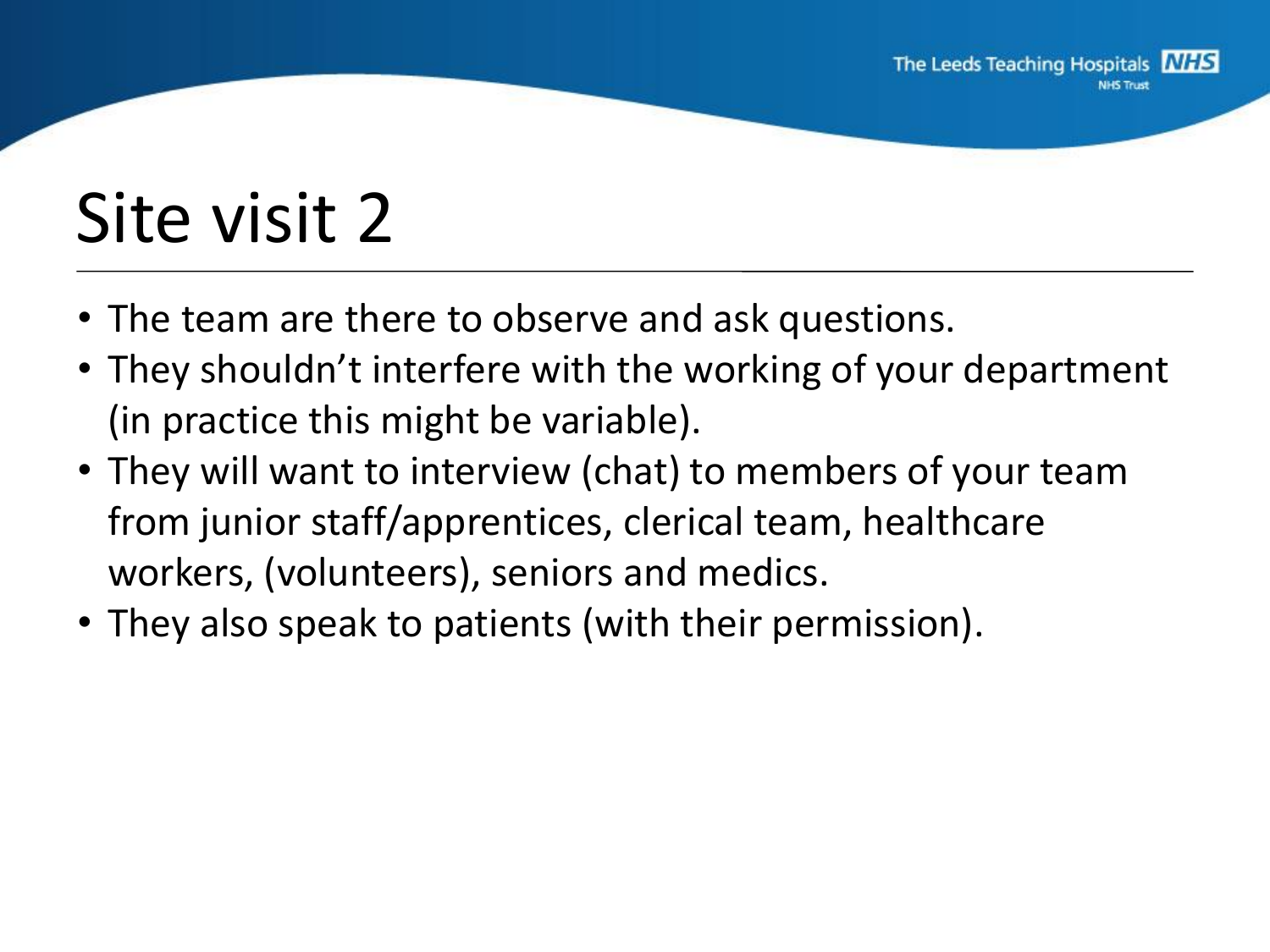# Site visit 2

- The team are there to observe and ask questions.
- They shouldn't interfere with the working of your department (in practice this might be variable).
- They will want to interview (chat) to members of your team from junior staff/apprentices, clerical team, healthcare workers, (volunteers), seniors and medics.
- They also speak to patients (with their permission).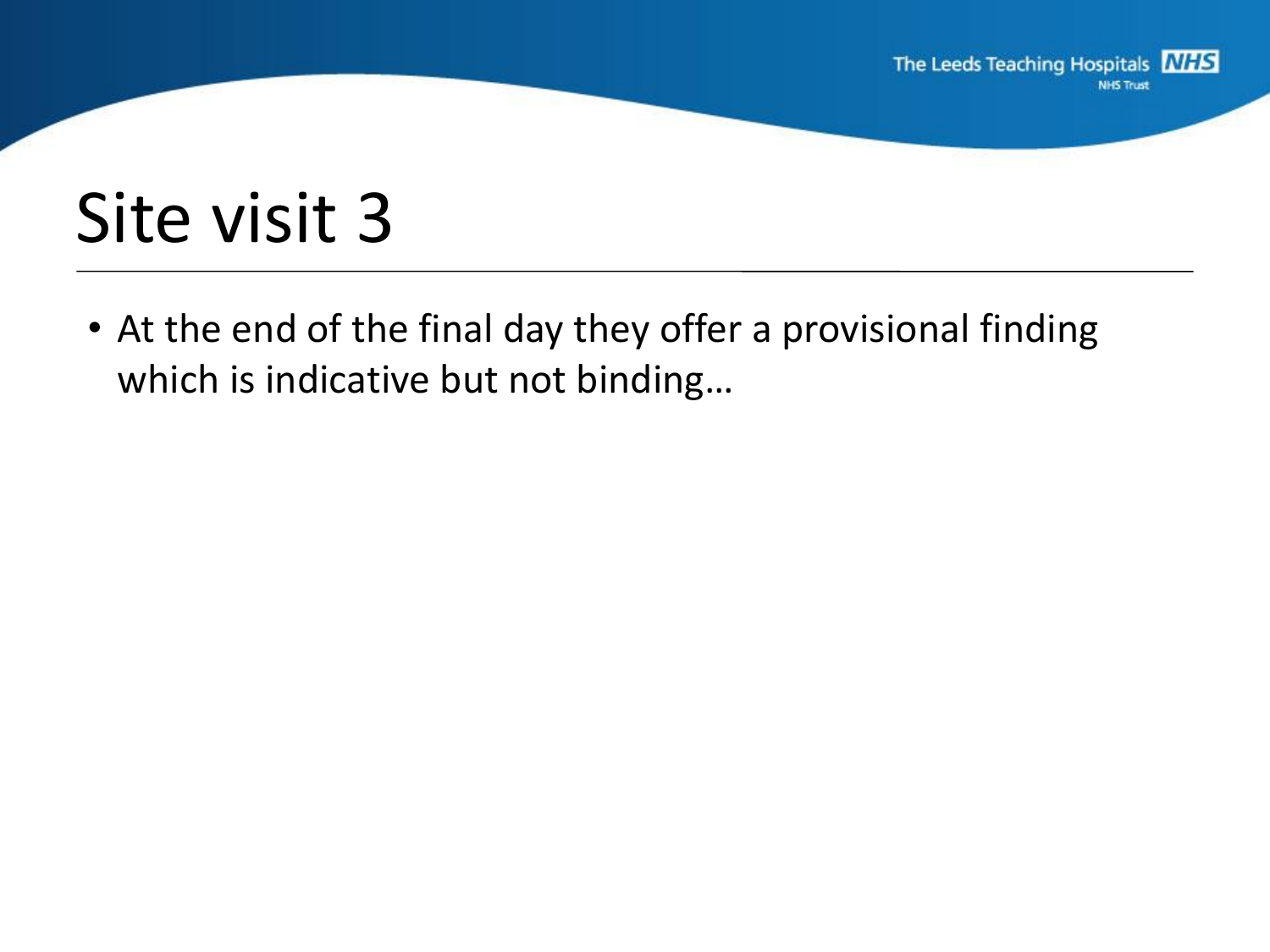# Site visit 3

- At the end of the final day they offer a provisional finding which is indicative but not binding…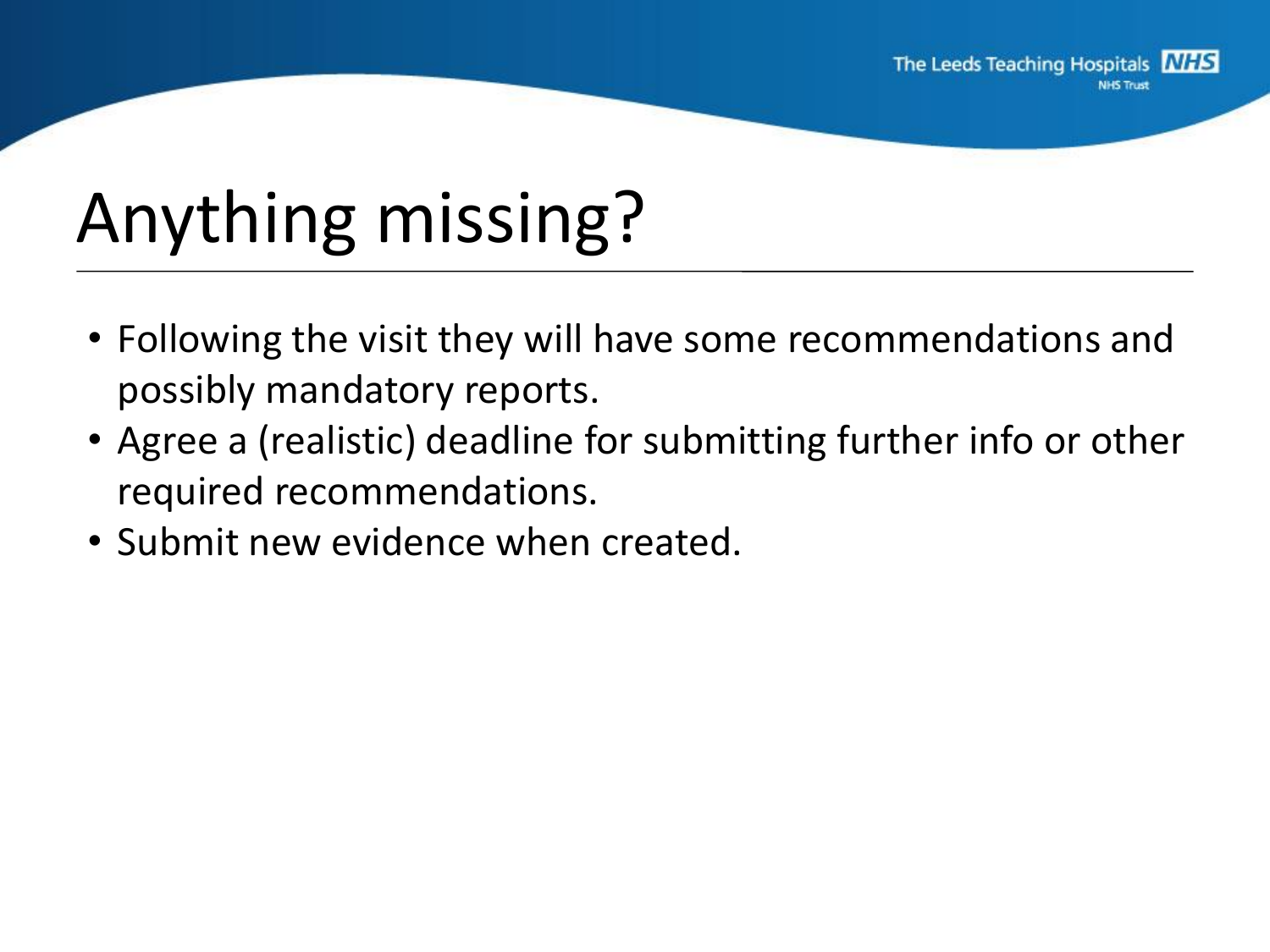# Anything missing?

- Following the visit they will have some recommendations and possibly mandatory reports.
- Agree a (realistic) deadline for submitting further info or other required recommendations.
- Submit new evidence when created.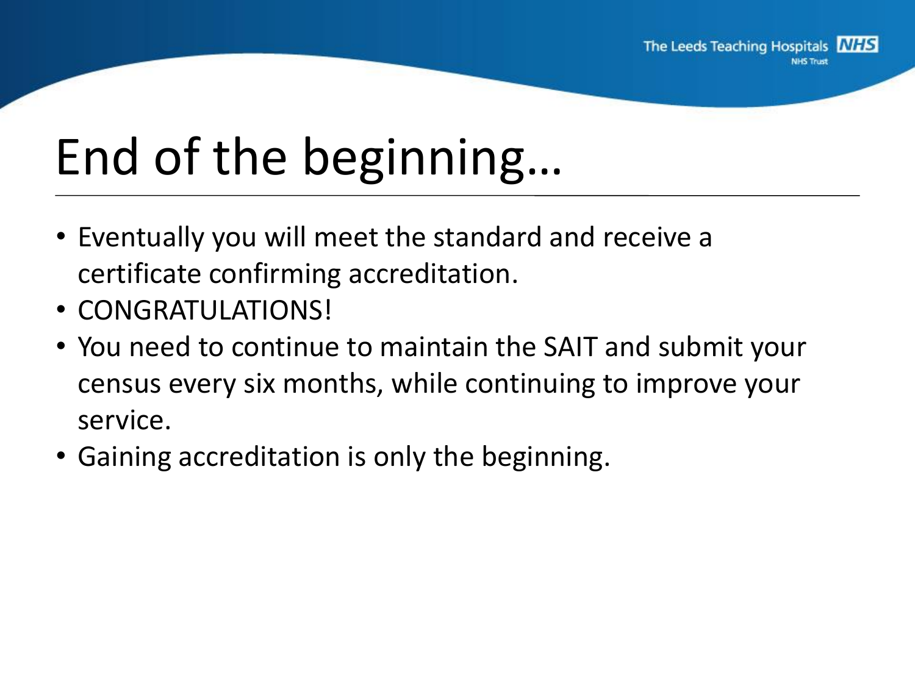# End of the beginning…

- Eventually you will meet the standard and receive a certificate confirming accreditation.
- CONGRATULATIONS!
- You need to continue to maintain the SAIT and submit your census every six months, while continuing to improve your service.
- Gaining accreditation is only the beginning.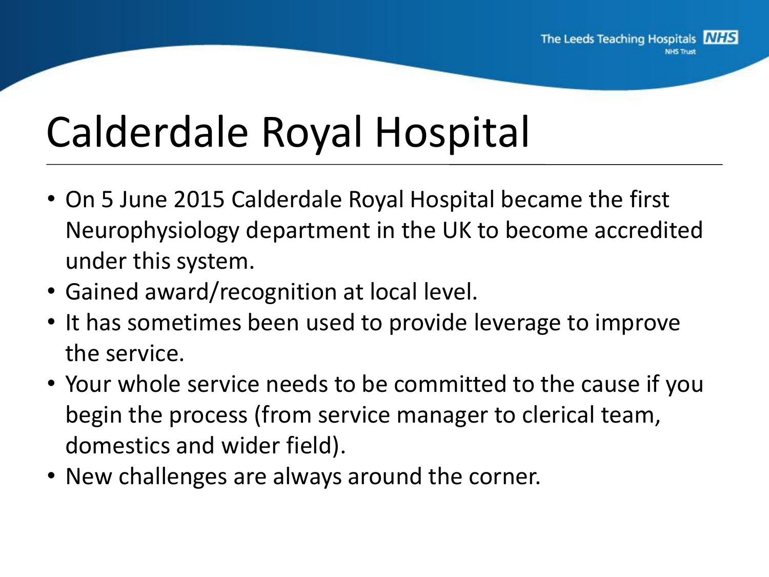# Calderdale Royal Hospital

- On 5 June 2015 Calderdale Royal Hospital became the first Neurophysiology department in the UK to become accredited under this system.
- Gained award/recognition at local level.
- It has sometimes been used to provide leverage to improve the service.
- Your whole service needs to be committed to the cause if you begin the process (from service manager to clerical team, domestics and wider field).
- New challenges are always around the corner.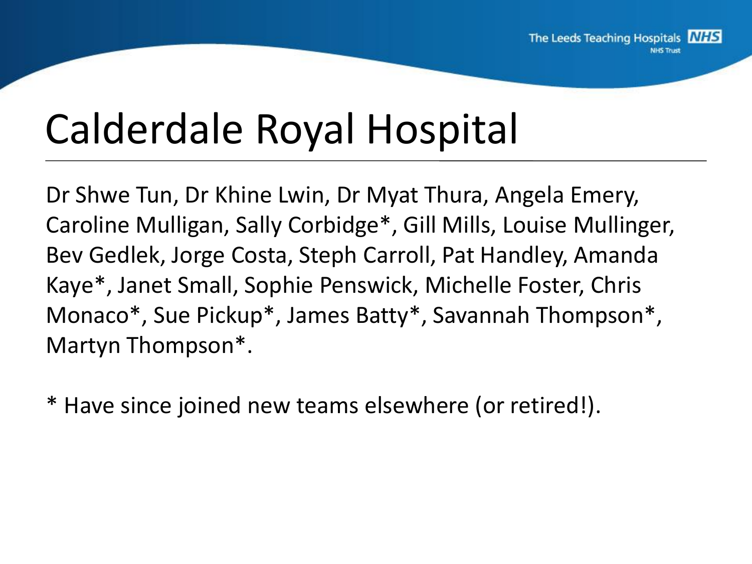# Calderdale Royal Hospital

Dr Shwe Tun, Dr Khine Lwin, Dr Myat Thura, Angela Emery, Caroline Mulligan, Sally Corbidge*, Gill Mills, Louise Mullinger, Bev Gedlek, Jorge Costa, Steph Carroll, Pat Handley, Amanda Kaye*, Janet Small, Sophie Penswick, Michelle Foster, Chris Monaco*, Sue Pickup*, James Batty*, Savannah Thompson*, Martyn Thompson*.

* Have since joined new teams elsewhere (or retired!).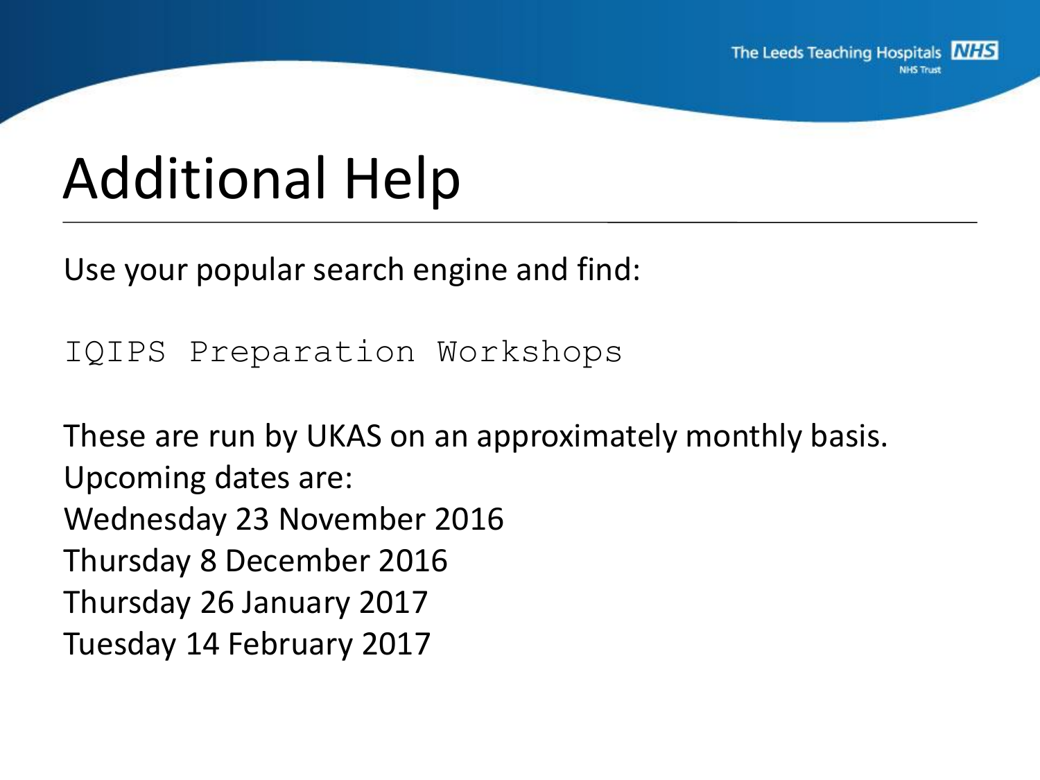# Additional Help

Use your popular search engine and find:

```
IQIPS Preparation Workshops
```

These are run by UKAS on an approximately monthly basis.
Upcoming dates are:
Wednesday 23 November 2016
Thursday 8 December 2016
Thursday 26 January 2017
Tuesday 14 February 2017